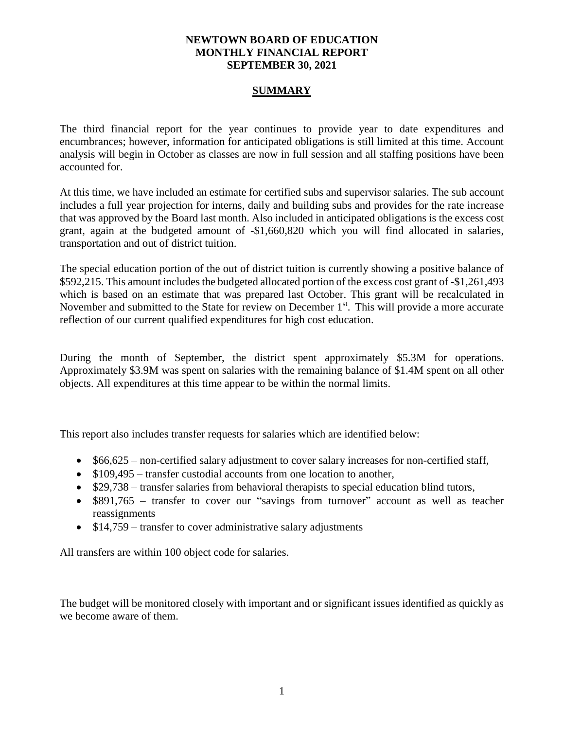**NEWTOWN BOARD OF EDUCATION**
**MONTHLY FINANCIAL REPORT**
**SEPTEMBER 30, 2021**

## SUMMARY

The third financial report for the year continues to provide year to date expenditures and encumbrances; however, information for anticipated obligations is still limited at this time. Account analysis will begin in October as classes are now in full session and all staffing positions have been accounted for.

At this time, we have included an estimate for certified subs and supervisor salaries. The sub account includes a full year projection for interns, daily and building subs and provides for the rate increase that was approved by the Board last month. Also included in anticipated obligations is the excess cost grant, again at the budgeted amount of -$1,660,820 which you will find allocated in salaries, transportation and out of district tuition.

The special education portion of the out of district tuition is currently showing a positive balance of $592,215. This amount includes the budgeted allocated portion of the excess cost grant of -$1,261,493 which is based on an estimate that was prepared last October. This grant will be recalculated in November and submitted to the State for review on December 1st. This will provide a more accurate reflection of our current qualified expenditures for high cost education.

During the month of September, the district spent approximately $5.3M for operations. Approximately $3.9M was spent on salaries with the remaining balance of $1.4M spent on all other objects. All expenditures at this time appear to be within the normal limits.

This report also includes transfer requests for salaries which are identified below:

- $66,625 – non-certified salary adjustment to cover salary increases for non-certified staff,
- $109,495 – transfer custodial accounts from one location to another,
- $29,738 – transfer salaries from behavioral therapists to special education blind tutors,
- $891,765 – transfer to cover our "savings from turnover" account as well as teacher reassignments
- $14,759 – transfer to cover administrative salary adjustments

All transfers are within 100 object code for salaries.

The budget will be monitored closely with important and or significant issues identified as quickly as we become aware of them.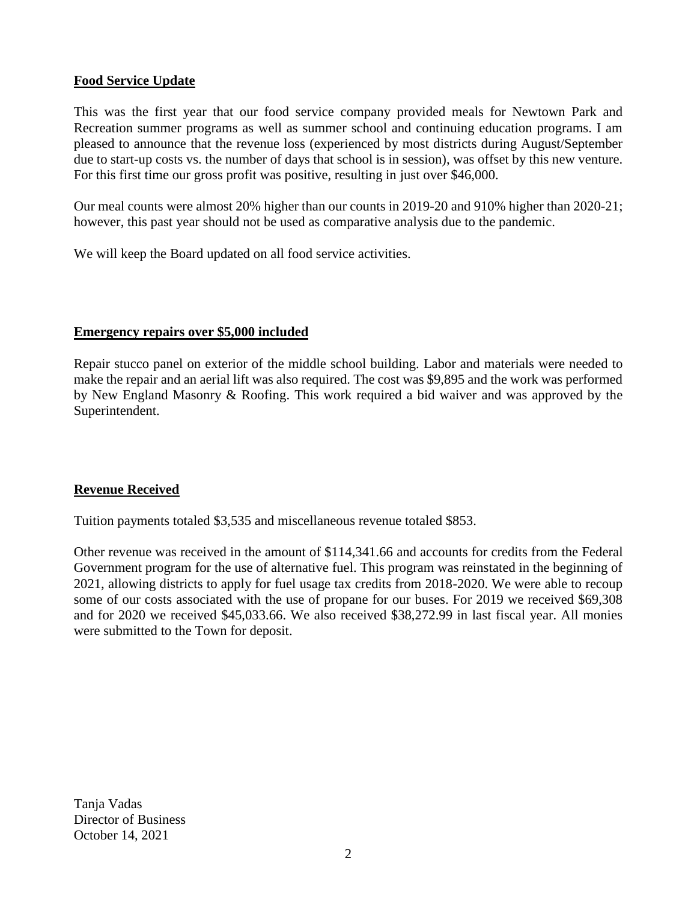**Food Service Update**

This was the first year that our food service company provided meals for Newtown Park and Recreation summer programs as well as summer school and continuing education programs. I am pleased to announce that the revenue loss (experienced by most districts during August/September due to start-up costs vs. the number of days that school is in session), was offset by this new venture. For this first time our gross profit was positive, resulting in just over $46,000.

Our meal counts were almost 20% higher than our counts in 2019-20 and 910% higher than 2020-21; however, this past year should not be used as comparative analysis due to the pandemic.

We will keep the Board updated on all food service activities.

**Emergency repairs over $5,000 included**

Repair stucco panel on exterior of the middle school building. Labor and materials were needed to make the repair and an aerial lift was also required. The cost was $9,895 and the work was performed by New England Masonry & Roofing. This work required a bid waiver and was approved by the Superintendent.

**Revenue Received**

Tuition payments totaled $3,535 and miscellaneous revenue totaled $853.

Other revenue was received in the amount of $114,341.66 and accounts for credits from the Federal Government program for the use of alternative fuel. This program was reinstated in the beginning of 2021, allowing districts to apply for fuel usage tax credits from 2018-2020. We were able to recoup some of our costs associated with the use of propane for our buses. For 2019 we received $69,308 and for 2020 we received $45,033.66. We also received $38,272.99 in last fiscal year. All monies were submitted to the Town for deposit.

Tanja Vadas
Director of Business
October 14, 2021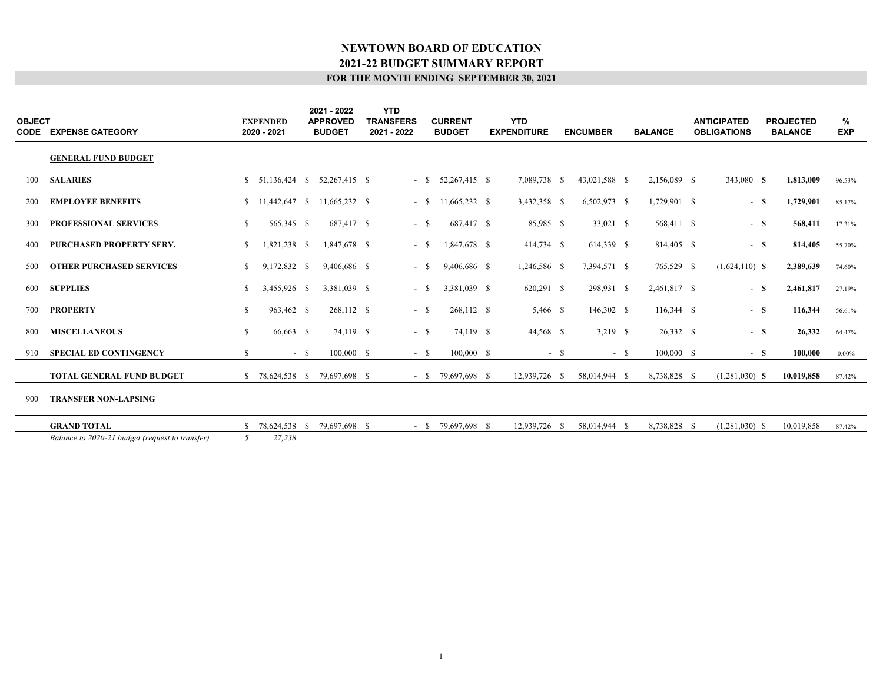# NEWTOWN BOARD OF EDUCATION

## 2021-22 BUDGET SUMMARY REPORT

### FOR THE MONTH ENDING SEPTEMBER 30, 2021

| OBJECT CODE | EXPENSE CATEGORY | EXPENDED 2020 - 2021 | 2021 - 2022 APPROVED BUDGET | YTD TRANSFERS 2021 - 2022 | CURRENT BUDGET | YTD EXPENDITURE | ENCUMBER | BALANCE | ANTICIPATED OBLIGATIONS | PROJECTED BALANCE | % EXP |
|---|---|---|---|---|---|---|---|---|---|---|---|
| | **GENERAL FUND BUDGET** | | | | | | | | | | |
| 100 | **SALARIES** | $ 51,136,424 | $ 52,267,415 | $ - | $ 52,267,415 | $ 7,089,738 | $ 43,021,588 | $ 2,156,089 | $ 343,080 | **$ 1,813,009** | 96.53% |
| 200 | **EMPLOYEE BENEFITS** | $ 11,442,647 | $ 11,665,232 | $ - | $ 11,665,232 | $ 3,432,358 | $ 6,502,973 | $ 1,729,901 | $ - | **$ 1,729,901** | 85.17% |
| 300 | **PROFESSIONAL SERVICES** | $ 565,345 | $ 687,417 | $ - | $ 687,417 | $ 85,985 | $ 33,021 | $ 568,411 | $ - | **$ 568,411** | 17.31% |
| 400 | **PURCHASED PROPERTY SERV.** | $ 1,821,238 | $ 1,847,678 | $ - | $ 1,847,678 | $ 414,734 | $ 614,339 | $ 814,405 | $ - | **$ 814,405** | 55.70% |
| 500 | **OTHER PURCHASED SERVICES** | $ 9,172,832 | $ 9,406,686 | $ - | $ 9,406,686 | $ 1,246,586 | $ 7,394,571 | $ 765,529 | $ (1,624,110) | **$ 2,389,639** | 74.60% |
| 600 | **SUPPLIES** | $ 3,455,926 | $ 3,381,039 | $ - | $ 3,381,039 | $ 620,291 | $ 298,931 | $ 2,461,817 | $ - | **$ 2,461,817** | 27.19% |
| 700 | **PROPERTY** | $ 963,462 | $ 268,112 | $ - | $ 268,112 | $ 5,466 | $ 146,302 | $ 116,344 | $ - | **$ 116,344** | 56.61% |
| 800 | **MISCELLANEOUS** | $ 66,663 | $ 74,119 | $ - | $ 74,119 | $ 44,568 | $ 3,219 | $ 26,332 | $ - | **$ 26,332** | 64.47% |
| 910 | **SPECIAL ED CONTINGENCY** | $ - | $ 100,000 | $ - | $ 100,000 | $ - | $ - | $ 100,000 | $ - | **$ 100,000** | 0.00% |
| | **TOTAL GENERAL FUND BUDGET** | $ 78,624,538 | $ 79,697,698 | $ - | $ 79,697,698 | $ 12,939,726 | $ 58,014,944 | $ 8,738,828 | $ (1,281,030) | **$ 10,019,858** | 87.42% |
| 900 | **TRANSFER NON-LAPSING** | | | | | | | | | | |
| | **GRAND TOTAL** | $ 78,624,538 | $ 79,697,698 | $ - | $ 79,697,698 | $ 12,939,726 | $ 58,014,944 | $ 8,738,828 | $ (1,281,030) | $ 10,019,858 | 87.42% |
| | *Balance to 2020-21 budget (request to transfer)* | *$ 27,238* | | | | | | | | | |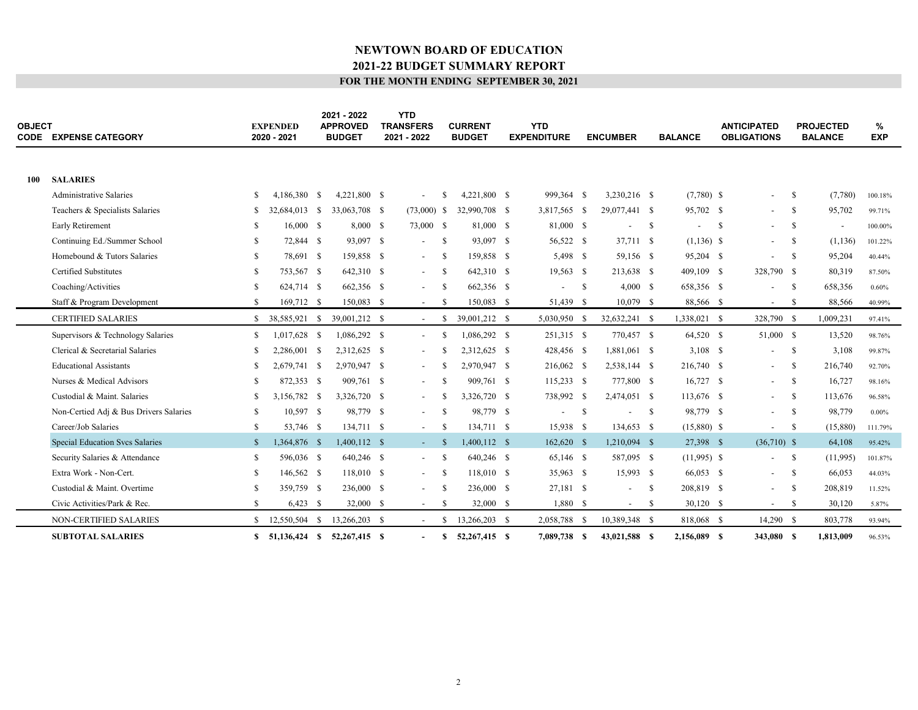# NEWTOWN BOARD OF EDUCATION

## 2021-22 BUDGET SUMMARY REPORT

### FOR THE MONTH ENDING SEPTEMBER 30, 2021

| OBJECT CODE | EXPENSE CATEGORY | EXPENDED 2020 - 2021 | 2021 - 2022 APPROVED BUDGET | YTD TRANSFERS 2021 - 2022 | CURRENT BUDGET | YTD EXPENDITURE | ENCUMBER | BALANCE | ANTICIPATED OBLIGATIONS | PROJECTED BALANCE | % EXP |
|---|---|---|---|---|---|---|---|---|---|---|---|
| **100** | **SALARIES** | | | | | | | | | | |
| | Administrative Salaries | $ 4,186,380 | $ 4,221,800 | $ - | $ 4,221,800 | $ 999,364 | $ 3,230,216 | $ (7,780) | $ - | $ (7,780) | 100.18% |
| | Teachers & Specialists Salaries | $ 32,684,013 | $ 33,063,708 | $ (73,000) | $ 32,990,708 | $ 3,817,565 | $ 29,077,441 | $ 95,702 | $ - | $ 95,702 | 99.71% |
| | Early Retirement | $ 16,000 | $ 8,000 | $ 73,000 | $ 81,000 | $ 81,000 | $ - | $ - | $ - | $ - | 100.00% |
| | Continuing Ed./Summer School | $ 72,844 | $ 93,097 | $ - | $ 93,097 | $ 56,522 | $ 37,711 | $ (1,136) | $ - | $ (1,136) | 101.22% |
| | Homebound & Tutors Salaries | $ 78,691 | $ 159,858 | $ - | $ 159,858 | $ 5,498 | $ 59,156 | $ 95,204 | $ - | $ 95,204 | 40.44% |
| | Certified Substitutes | $ 753,567 | $ 642,310 | $ - | $ 642,310 | $ 19,563 | $ 213,638 | $ 409,109 | $ 328,790 | $ 80,319 | 87.50% |
| | Coaching/Activities | $ 624,714 | $ 662,356 | $ - | $ 662,356 | $ - | $ 4,000 | $ 658,356 | $ - | $ 658,356 | 0.60% |
| | Staff & Program Development | $ 169,712 | $ 150,083 | $ - | $ 150,083 | $ 51,439 | $ 10,079 | $ 88,566 | $ - | $ 88,566 | 40.99% |
| | CERTIFIED SALARIES | $ 38,585,921 | $ 39,001,212 | $ - | $ 39,001,212 | $ 5,030,950 | $ 32,632,241 | $ 1,338,021 | $ 328,790 | $ 1,009,231 | 97.41% |
| | Supervisors & Technology Salaries | $ 1,017,628 | $ 1,086,292 | $ - | $ 1,086,292 | $ 251,315 | $ 770,457 | $ 64,520 | $ 51,000 | $ 13,520 | 98.76% |
| | Clerical & Secretarial Salaries | $ 2,286,001 | $ 2,312,625 | $ - | $ 2,312,625 | $ 428,456 | $ 1,881,061 | $ 3,108 | $ - | $ 3,108 | 99.87% |
| | Educational Assistants | $ 2,679,741 | $ 2,970,947 | $ - | $ 2,970,947 | $ 216,062 | $ 2,538,144 | $ 216,740 | $ - | $ 216,740 | 92.70% |
| | Nurses & Medical Advisors | $ 872,353 | $ 909,761 | $ - | $ 909,761 | $ 115,233 | $ 777,800 | $ 16,727 | $ - | $ 16,727 | 98.16% |
| | Custodial & Maint. Salaries | $ 3,156,782 | $ 3,326,720 | $ - | $ 3,326,720 | $ 738,992 | $ 2,474,051 | $ 113,676 | $ - | $ 113,676 | 96.58% |
| | Non-Certied Adj & Bus Drivers Salaries | $ 10,597 | $ 98,779 | $ - | $ 98,779 | $ - | $ - | $ 98,779 | $ - | $ 98,779 | 0.00% |
| | Career/Job Salaries | $ 53,746 | $ 134,711 | $ - | $ 134,711 | $ 15,938 | $ 134,653 | $ (15,880) | $ - | $ (15,880) | 111.79% |
| | Special Education Svcs Salaries | $ 1,364,876 | $ 1,400,112 | $ - | $ 1,400,112 | $ 162,620 | $ 1,210,094 | $ 27,398 | $ (36,710) | $ 64,108 | 95.42% |
| | Security Salaries & Attendance | $ 596,036 | $ 640,246 | $ - | $ 640,246 | $ 65,146 | $ 587,095 | $ (11,995) | $ - | $ (11,995) | 101.87% |
| | Extra Work - Non-Cert. | $ 146,562 | $ 118,010 | $ - | $ 118,010 | $ 35,963 | $ 15,993 | $ 66,053 | $ - | $ 66,053 | 44.03% |
| | Custodial & Maint. Overtime | $ 359,759 | $ 236,000 | $ - | $ 236,000 | $ 27,181 | $ - | $ 208,819 | $ - | $ 208,819 | 11.52% |
| | Civic Activities/Park & Rec. | $ 6,423 | $ 32,000 | $ - | $ 32,000 | $ 1,880 | $ - | $ 30,120 | $ - | $ 30,120 | 5.87% |
| | NON-CERTIFIED SALARIES | $ 12,550,504 | $ 13,266,203 | $ - | $ 13,266,203 | $ 2,058,788 | $ 10,389,348 | $ 818,068 | $ 14,290 | $ 803,778 | 93.94% |
| | **SUBTOTAL SALARIES** | **$ 51,136,424** | **$ 52,267,415** | **$ -** | **$ 52,267,415** | **$ 7,089,738** | **$ 43,021,588** | **$ 2,156,089** | **$ 343,080** | **$ 1,813,009** | 96.53% |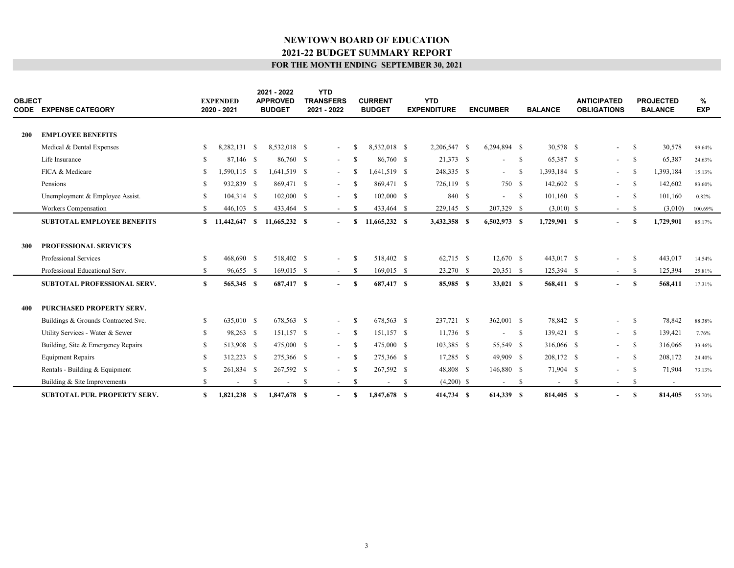# NEWTOWN BOARD OF EDUCATION
## 2021-22 BUDGET SUMMARY REPORT
### FOR THE MONTH ENDING SEPTEMBER 30, 2021

| OBJECT CODE | EXPENSE CATEGORY | EXPENDED 2020 - 2021 | 2021 - 2022 APPROVED BUDGET | YTD TRANSFERS 2021 - 2022 | CURRENT BUDGET | YTD EXPENDITURE | ENCUMBER | BALANCE | ANTICIPATED OBLIGATIONS | PROJECTED BALANCE | % EXP |
|---|---|---|---|---|---|---|---|---|---|---|---|
| **200** | **EMPLOYEE BENEFITS** | | | | | | | | | | |
| | Medical & Dental Expenses | $ 8,282,131 | $ 8,532,018 | $ - | $ 8,532,018 | $ 2,206,547 | $ 6,294,894 | $ 30,578 | $ - | $ 30,578 | 99.64% |
| | Life Insurance | $ 87,146 | $ 86,760 | $ - | $ 86,760 | $ 21,373 | $ - | $ 65,387 | $ - | $ 65,387 | 24.63% |
| | FICA & Medicare | $ 1,590,115 | $ 1,641,519 | $ - | $ 1,641,519 | $ 248,335 | $ - | $ 1,393,184 | $ - | $ 1,393,184 | 15.13% |
| | Pensions | $ 932,839 | $ 869,471 | $ - | $ 869,471 | $ 726,119 | $ 750 | $ 142,602 | $ - | $ 142,602 | 83.60% |
| | Unemployment & Employee Assist. | $ 104,314 | $ 102,000 | $ - | $ 102,000 | $ 840 | $ - | $ 101,160 | $ - | $ 101,160 | 0.82% |
| | Workers Compensation | $ 446,103 | $ 433,464 | $ - | $ 433,464 | $ 229,145 | $ 207,329 | $ (3,010) | $ - | $ (3,010) | 100.69% |
| | **SUBTOTAL EMPLOYEE BENEFITS** | **$ 11,442,647** | **$ 11,665,232** | **$ -** | **$ 11,665,232** | **$ 3,432,358** | **$ 6,502,973** | **$ 1,729,901** | **$ -** | **$ 1,729,901** | 85.17% |
| **300** | **PROFESSIONAL SERVICES** | | | | | | | | | | |
| | Professional Services | $ 468,690 | $ 518,402 | $ - | $ 518,402 | $ 62,715 | $ 12,670 | $ 443,017 | $ - | $ 443,017 | 14.54% |
| | Professional Educational Serv. | $ 96,655 | $ 169,015 | $ - | $ 169,015 | $ 23,270 | $ 20,351 | $ 125,394 | $ - | $ 125,394 | 25.81% |
| | **SUBTOTAL PROFESSIONAL SERV.** | **$ 565,345** | **$ 687,417** | **$ -** | **$ 687,417** | **$ 85,985** | **$ 33,021** | **$ 568,411** | **$ -** | **$ 568,411** | 17.31% |
| **400** | **PURCHASED PROPERTY SERV.** | | | | | | | | | | |
| | Buildings & Grounds Contracted Svc. | $ 635,010 | $ 678,563 | $ - | $ 678,563 | $ 237,721 | $ 362,001 | $ 78,842 | $ - | $ 78,842 | 88.38% |
| | Utility Services - Water & Sewer | $ 98,263 | $ 151,157 | $ - | $ 151,157 | $ 11,736 | $ - | $ 139,421 | $ - | $ 139,421 | 7.76% |
| | Building, Site & Emergency Repairs | $ 513,908 | $ 475,000 | $ - | $ 475,000 | $ 103,385 | $ 55,549 | $ 316,066 | $ - | $ 316,066 | 33.46% |
| | Equipment Repairs | $ 312,223 | $ 275,366 | $ - | $ 275,366 | $ 17,285 | $ 49,909 | $ 208,172 | $ - | $ 208,172 | 24.40% |
| | Rentals - Building & Equipment | $ 261,834 | $ 267,592 | $ - | $ 267,592 | $ 48,808 | $ 146,880 | $ 71,904 | $ - | $ 71,904 | 73.13% |
| | Building & Site Improvements | $ - | $ - | $ - | $ - | $ (4,200) | $ - | $ - | $ - | $ - | |
| | **SUBTOTAL PUR. PROPERTY SERV.** | **$ 1,821,238** | **$ 1,847,678** | **$ -** | **$ 1,847,678** | **$ 414,734** | **$ 614,339** | **$ 814,405** | **$ -** | **$ 814,405** | 55.70% |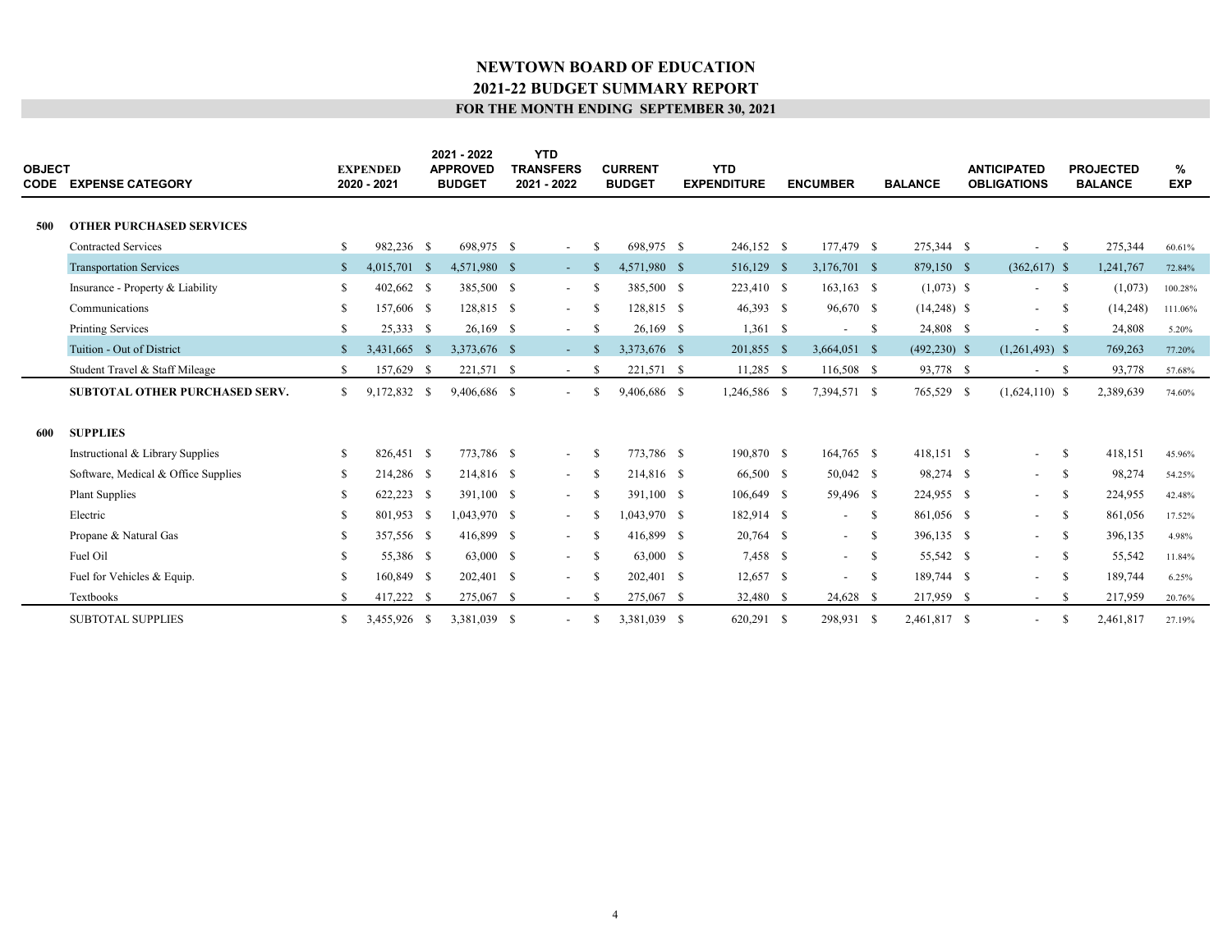# NEWTOWN BOARD OF EDUCATION
## 2021-22 BUDGET SUMMARY REPORT
### FOR THE MONTH ENDING SEPTEMBER 30, 2021

| OBJECT CODE | EXPENSE CATEGORY | EXPENDED 2020 - 2021 | 2021 - 2022 APPROVED BUDGET | YTD TRANSFERS 2021 - 2022 | CURRENT BUDGET | YTD EXPENDITURE | ENCUMBER | BALANCE | ANTICIPATED OBLIGATIONS | PROJECTED BALANCE | % EXP |
|---|---|---|---|---|---|---|---|---|---|---|---|
| **500** | **OTHER PURCHASED SERVICES** | | | | | | | | | | |
| | Contracted Services | $ 982,236 | $ 698,975 | $ - | $ 698,975 | $ 246,152 | $ 177,479 | $ 275,344 | $ - | $ 275,344 | 60.61% |
| | Transportation Services | $ 4,015,701 | $ 4,571,980 | $ - | $ 4,571,980 | $ 516,129 | $ 3,176,701 | $ 879,150 | $ (362,617) | $ 1,241,767 | 72.84% |
| | Insurance - Property & Liability | $ 402,662 | $ 385,500 | $ - | $ 385,500 | $ 223,410 | $ 163,163 | $ (1,073) | $ - | $ (1,073) | 100.28% |
| | Communications | $ 157,606 | $ 128,815 | $ - | $ 128,815 | $ 46,393 | $ 96,670 | $ (14,248) | $ - | $ (14,248) | 111.06% |
| | Printing Services | $ 25,333 | $ 26,169 | $ - | $ 26,169 | $ 1,361 | $ - | $ 24,808 | $ - | $ 24,808 | 5.20% |
| | Tuition - Out of District | $ 3,431,665 | $ 3,373,676 | $ - | $ 3,373,676 | $ 201,855 | $ 3,664,051 | $ (492,230) | $ (1,261,493) | $ 769,263 | 77.20% |
| | Student Travel & Staff Mileage | $ 157,629 | $ 221,571 | $ - | $ 221,571 | $ 11,285 | $ 116,508 | $ 93,778 | $ - | $ 93,778 | 57.68% |
| | **SUBTOTAL OTHER PURCHASED SERV.** | $ 9,172,832 | $ 9,406,686 | $ - | $ 9,406,686 | $ 1,246,586 | $ 7,394,571 | $ 765,529 | $ (1,624,110) | $ 2,389,639 | 74.60% |
| **600** | **SUPPLIES** | | | | | | | | | | |
| | Instructional & Library Supplies | $ 826,451 | $ 773,786 | $ - | $ 773,786 | $ 190,870 | $ 164,765 | $ 418,151 | $ - | $ 418,151 | 45.96% |
| | Software, Medical & Office Supplies | $ 214,286 | $ 214,816 | $ - | $ 214,816 | $ 66,500 | $ 50,042 | $ 98,274 | $ - | $ 98,274 | 54.25% |
| | Plant Supplies | $ 622,223 | $ 391,100 | $ - | $ 391,100 | $ 106,649 | $ 59,496 | $ 224,955 | $ - | $ 224,955 | 42.48% |
| | Electric | $ 801,953 | $ 1,043,970 | $ - | $ 1,043,970 | $ 182,914 | $ - | $ 861,056 | $ - | $ 861,056 | 17.52% |
| | Propane & Natural Gas | $ 357,556 | $ 416,899 | $ - | $ 416,899 | $ 20,764 | $ - | $ 396,135 | $ - | $ 396,135 | 4.98% |
| | Fuel Oil | $ 55,386 | $ 63,000 | $ - | $ 63,000 | $ 7,458 | $ - | $ 55,542 | $ - | $ 55,542 | 11.84% |
| | Fuel for Vehicles & Equip. | $ 160,849 | $ 202,401 | $ - | $ 202,401 | $ 12,657 | $ - | $ 189,744 | $ - | $ 189,744 | 6.25% |
| | Textbooks | $ 417,222 | $ 275,067 | $ - | $ 275,067 | $ 32,480 | $ 24,628 | $ 217,959 | $ - | $ 217,959 | 20.76% |
| | SUBTOTAL SUPPLIES | $ 3,455,926 | $ 3,381,039 | $ - | $ 3,381,039 | $ 620,291 | $ 298,931 | $ 2,461,817 | $ - | $ 2,461,817 | 27.19% |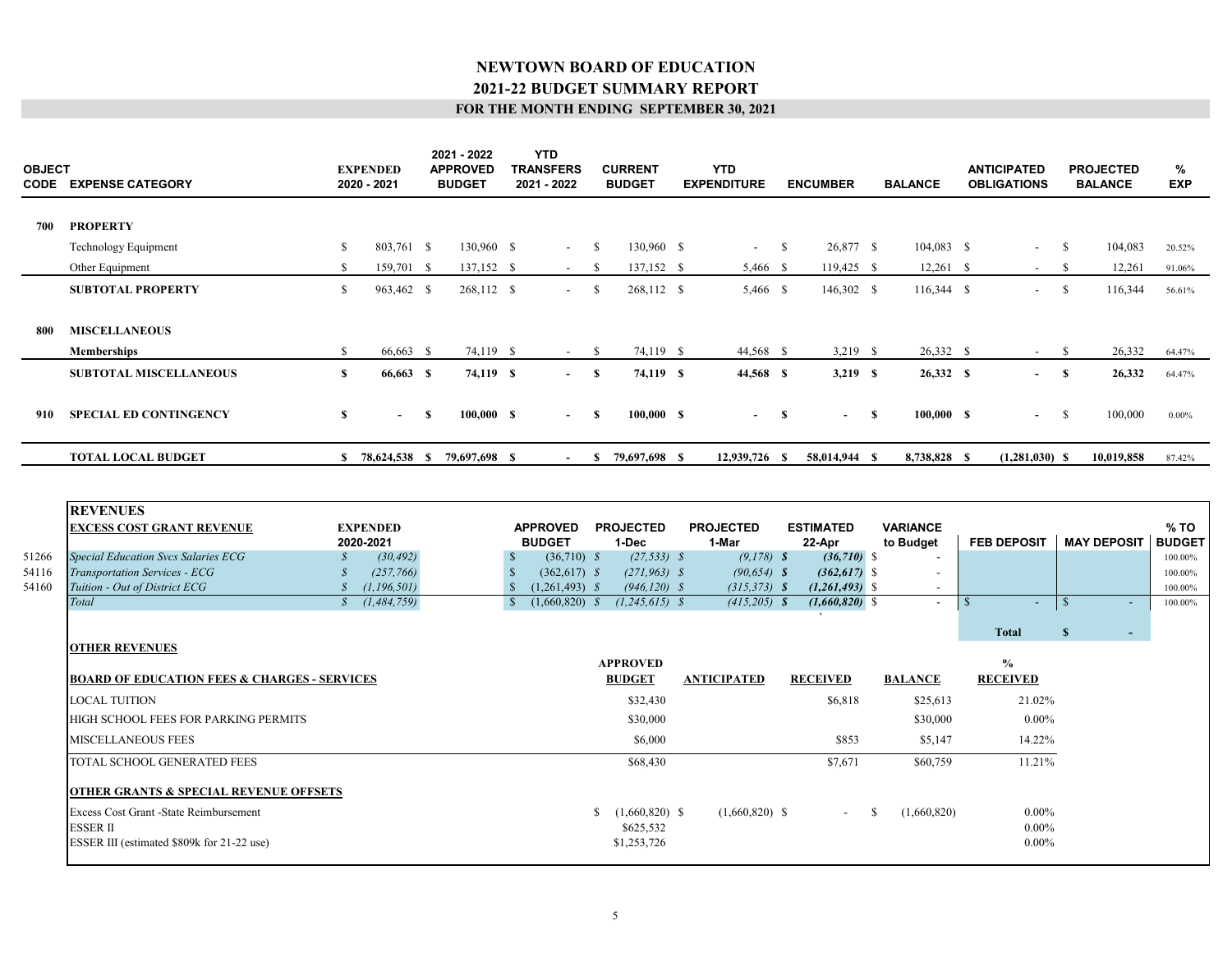# NEWTOWN BOARD OF EDUCATION

## 2021-22 BUDGET SUMMARY REPORT

### FOR THE MONTH ENDING SEPTEMBER 30, 2021

| OBJECT CODE | EXPENSE CATEGORY | EXPENDED 2020 - 2021 | 2021 - 2022 APPROVED BUDGET | YTD TRANSFERS 2021 - 2022 | CURRENT BUDGET | YTD EXPENDITURE | ENCUMBER | BALANCE | ANTICIPATED OBLIGATIONS | PROJECTED BALANCE | % EXP |
|---|---|---|---|---|---|---|---|---|---|---|---|
| **700** | **PROPERTY** | | | | | | | | | | |
| | Technology Equipment | $ 803,761 | $ 130,960 | $ - | $ 130,960 | $ - | $ 26,877 | $ 104,083 | $ - | $ 104,083 | 20.52% |
| | Other Equipment | $ 159,701 | $ 137,152 | $ - | $ 137,152 | $ 5,466 | $ 119,425 | $ 12,261 | $ - | $ 12,261 | 91.06% |
| | **SUBTOTAL PROPERTY** | $ 963,462 | $ 268,112 | $ - | $ 268,112 | $ 5,466 | $ 146,302 | $ 116,344 | $ - | $ 116,344 | 56.61% |
| **800** | **MISCELLANEOUS** | | | | | | | | | | |
| | **Memberships** | $ 66,663 | $ 74,119 | $ - | $ 74,119 | $ 44,568 | $ 3,219 | $ 26,332 | $ - | $ 26,332 | 64.47% |
| | **SUBTOTAL MISCELLANEOUS** | **$ 66,663** | **$ 74,119** | **$ -** | **$ 74,119** | **$ 44,568** | **$ 3,219** | **$ 26,332** | **$ -** | **$ 26,332** | 64.47% |
| **910** | **SPECIAL ED CONTINGENCY** | **$ -** | **$ 100,000** | **$ -** | **$ 100,000** | **$ -** | **$ -** | **$ 100,000** | **$ -** | $ 100,000 | 0.00% |
| | **TOTAL LOCAL BUDGET** | **$ 78,624,538** | **$ 79,697,698** | **$ -** | **$ 79,697,698** | **$ 12,939,726** | **$ 58,014,944** | **$ 8,738,828** | **$ (1,281,030)** | **$ 10,019,858** | 87.42% |

## REVENUES

| | EXCESS COST GRANT REVENUE | EXPENDED 2020-2021 | APPROVED BUDGET | PROJECTED 1-Dec | PROJECTED 1-Mar | ESTIMATED 22-Apr | VARIANCE to Budget | FEB DEPOSIT | MAY DEPOSIT | % TO BUDGET |
|---|---|---|---|---|---|---|---|---|---|---|
| 51266 | *Special Education Svcs Salaries ECG* | *$ (30,492)* | $ (36,710) | *$ (27,533)* | *$ (9,178)* | ***$ (36,710)*** | $ - | | | 100.00% |
| 54116 | *Transportation Services - ECG* | *$ (257,766)* | $ (362,617) | *$ (271,963)* | *$ (90,654)* | ***$ (362,617)*** | $ - | | | 100.00% |
| 54160 | *Tuition - Out of District ECG* | *$ (1,196,501)* | $ (1,261,493) | *$ (946,120)* | *$ (315,373)* | ***$ (1,261,493)*** | $ - | | | 100.00% |
| | *Total* | *$ (1,484,759)* | $ (1,660,820) | *$ (1,245,615)* | *$ (415,205)* | ***$ (1,660,820)*** | $ - | $ - | $ - | 100.00% |
| | | | | | | | | **Total** | **$ -** | |

**OTHER REVENUES**

| BOARD OF EDUCATION FEES & CHARGES - SERVICES | APPROVED BUDGET | ANTICIPATED | RECEIVED | BALANCE | % RECEIVED |
|---|---|---|---|---|---|
| LOCAL TUITION | $32,430 | | $6,818 | $25,613 | 21.02% |
| HIGH SCHOOL FEES FOR PARKING PERMITS | $30,000 | | | $30,000 | 0.00% |
| MISCELLANEOUS FEES | $6,000 | | $853 | $5,147 | 14.22% |
| TOTAL SCHOOL GENERATED FEES | $68,430 | | $7,671 | $60,759 | 11.21% |
| **OTHER GRANTS & SPECIAL REVENUE OFFSETS** | | | | | |
| Excess Cost Grant -State Reimbursement | $ (1,660,820) | $ (1,660,820) | $ - | $ (1,660,820) | 0.00% |
| ESSER II | $625,532 | | | | 0.00% |
| ESSER III (estimated $809k for 21-22 use) | $1,253,726 | | | | 0.00% |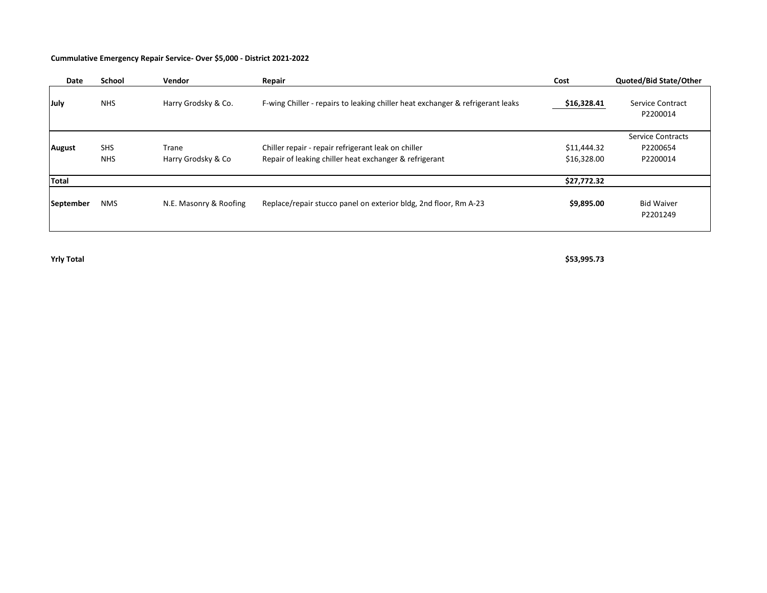**Cummulative Emergency Repair Service- Over $5,000 - District 2021-2022**

| Date | School | Vendor | Repair | Cost | Quoted/Bid State/Other |
|---|---|---|---|---|---|
| **July** | NHS | Harry Grodsky & Co. | F-wing Chiller - repairs to leaking chiller heat exchanger & refrigerant leaks | **$16,328.41** | Service Contract P2200014 |
| | | | | | Service Contracts |
| **August** | SHS | Trane | Chiller repair - repair refrigerant leak on chiller | $11,444.32 | P2200654 |
| | NHS | Harry Grodsky & Co | Repair of leaking chiller heat exchanger & refrigerant | $16,328.00 | P2200014 |
| **Total** | | | | **$27,772.32** | |
| **September** | NMS | N.E. Masonry & Roofing | Replace/repair stucco panel on exterior bldg, 2nd floor, Rm A-23 | **$9,895.00** | Bid Waiver P2201249 |
| | | | | | |
| **Yrly Total** | | | | **$53,995.73** | |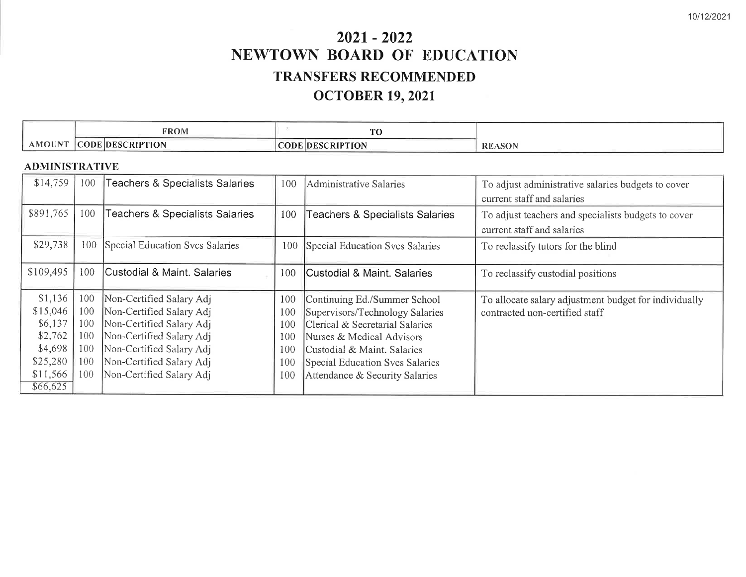10/12/2021

# 2021 - 2022
# NEWTOWN BOARD OF EDUCATION
## TRANSFERS RECOMMENDED
## OCTOBER 19, 2021

| | FROM | | TO | | |
|---|---|---|---|---|---|
| AMOUNT | CODE | DESCRIPTION | CODE | DESCRIPTION | REASON |
| **ADMINISTRATIVE** | | | | | |
| $14,759 | 100 | Teachers & Specialists Salaries | 100 | Administrative Salaries | To adjust administrative salaries budgets to cover current staff and salaries |
| $891,765 | 100 | Teachers & Specialists Salaries | 100 | Teachers & Specialists Salaries | To adjust teachers and specialists budgets to cover current staff and salaries |
| $29,738 | 100 | Special Education Svcs Salaries | 100 | Special Education Svcs Salaries | To reclassify tutors for the blind |
| $109,495 | 100 | Custodial & Maint. Salaries | 100 | Custodial & Maint. Salaries | To reclassify custodial positions |
| $1,136 | 100 | Non-Certified Salary Adj | 100 | Continuing Ed./Summer School | To allocate salary adjustment budget for individually contracted non-certified staff |
| $15,046 | 100 | Non-Certified Salary Adj | 100 | Supervisors/Technology Salaries | |
| $6,137 | 100 | Non-Certified Salary Adj | 100 | Clerical & Secretarial Salaries | |
| $2,762 | 100 | Non-Certified Salary Adj | 100 | Nurses & Medical Advisors | |
| $4,698 | 100 | Non-Certified Salary Adj | 100 | Custodial & Maint. Salaries | |
| $25,280 | 100 | Non-Certified Salary Adj | 100 | Special Education Svcs Salaries | |
| $11,566 | 100 | Non-Certified Salary Adj | 100 | Attendance & Security Salaries | |
| $66,625 | | | | | |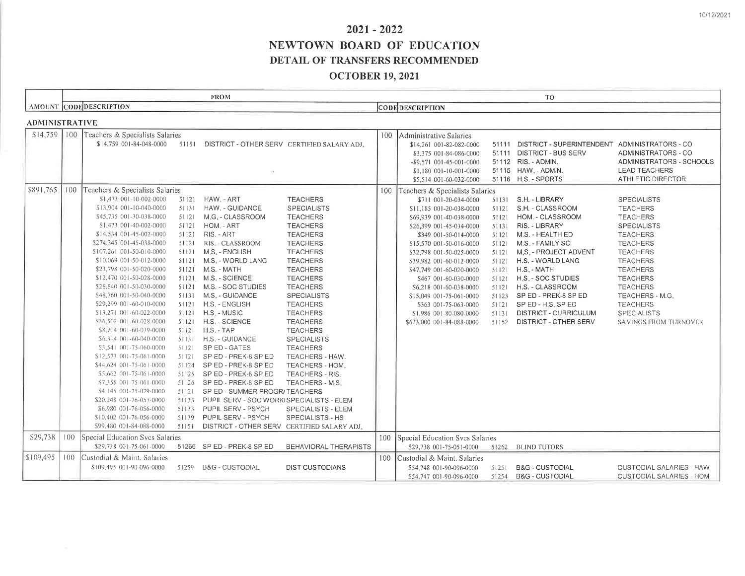# 2021 - 2022
# NEWTOWN BOARD OF EDUCATION
## DETAIL OF TRANSFERS RECOMMENDED
## OCTOBER 19, 2021

| AMOUNT | FROM CODE | FROM DESCRIPTION | TO CODE | TO DESCRIPTION |
|---|---|---|---|---|
| **ADMINISTRATIVE** | | | | |
| $14,759 | 100 | Teachers & Specialists Salaries<br>$14,759 001-84-048-0000 51151 DISTRICT - OTHER SERV CERTIFIED SALARY ADJ. | 100 | Administrative Salaries<br>$14,261 001-82-082-0000 51111 DISTRICT - SUPERINTENDENT ADMINISTRATORS - CO<br>$3,375 001-84-086-0000 51111 DISTRICT - BUS SERV ADMINISTRATORS - CO<br>-$9,571 001-45-001-0000 51112 RIS. - ADMIN. ADMINISTRATORS - SCHOOLS<br>$1,180 001-10-001-0000 51115 HAW. - ADMIN. LEAD TEACHERS<br>$5,514 001-60-032-0000 51116 H.S. - SPORTS ATHLETIC DIRECTOR |
| $891,765 | 100 | Teachers & Specialists Salaries<br>$1,473 001-10-002-0000 51121 HAW. - ART TEACHERS<br>$13,904 001-10-040-0000 51131 HAW. - GUIDANCE SPECIALISTS<br>$45,735 001-30-038-0000 51121 M.G. - CLASSROOM TEACHERS<br>$1,473 001-40-002-0000 51121 HOM. - ART TEACHERS<br>$14,534 001-45-002-0000 51121 RIS. - ART TEACHERS<br>$274,345 001-45-038-0000 51121 RIS. - CLASSROOM TEACHERS<br>$107,261 001-50-010-0000 51121 M.S. - ENGLISH TEACHERS<br>$10,069 001-50-012-0000 51121 M.S. - WORLD LANG TEACHERS<br>$23,798 001-50-020-0000 51121 M.S. - MATH TEACHERS<br>$12,470 001-50-028-0000 51121 M.S. - SCIENCE TEACHERS<br>$28,840 001-50-030-0000 51121 M.S. - SOC STUDIES TEACHERS<br>$48,760 001-50-040-0000 51131 M.S. - GUIDANCE SPECIALISTS<br>$29,299 001-60-010-0000 51121 H.S. - ENGLISH TEACHERS<br>$13,271 001-60-022-0000 51121 H.S. - MUSIC TEACHERS<br>$36,502 001-60-028-0000 51121 H.S. - SCIENCE TEACHERS<br>$8,704 001-60-039-0000 51121 H.S. - TAP TEACHERS<br>$6,314 001-60-040-0000 51131 H.S. - GUIDANCE SPECIALISTS<br>$3,541 001-75-060-0000 51121 SP ED - GATES TEACHERS<br>$12,573 001-75-061-0000 51121 SP ED - PREK-8 SP ED TEACHERS - HAW.<br>$44,624 001-75-061-0000 51124 SP ED - PREK-8 SP ED TEACHERS - HOM.<br>$5,662 001-75-061-0000 51125 SP ED - PREK-8 SP ED TEACHERS - RIS.<br>$7,358 001-75-061-0000 51126 SP ED - PREK-8 SP ED TEACHERS - M.S.<br>$4,145 001-75-079-0000 51121 SP ED - SUMMER PROGR/ TEACHERS<br>$20,248 001-76-053-0000 51133 PUPIL SERV - SOC WORK SPECIALISTS - ELEM<br>$6,980 001-76-056-0000 51133 PUPIL SERV - PSYCH SPECIALISTS - ELEM<br>$10,402 001-76-056-0000 51139 PUPIL SERV - PSYCH SPECIALISTS - HS<br>$99,480 001-84-088-0000 51151 DISTRICT - OTHER SERV CERTIFIED SALARY ADJ. | 100 | Teachers & Specialists Salaries<br>$711 001-20-034-0000 51131 S.H. - LIBRARY SPECIALISTS<br>$11,185 001-20-038-0000 51121 S.H. - CLASSROOM TEACHERS<br>$69,939 001-40-038-0000 51121 HOM. - CLASSROOM TEACHERS<br>$26,399 001-45-034-0000 51131 RIS. - LIBRARY SPECIALISTS<br>$349 001-50-014-0000 51121 M.S. - HEALTH ED TEACHERS<br>$15,570 001-50-016-0000 51121 M.S. - FAMILY SCI TEACHERS<br>$32,798 001-50-025-0000 51121 M.S. - PROJECT ADVENT TEACHERS<br>$39,982 001-60-012-0000 51121 H.S. - WORLD LANG TEACHERS<br>$47,749 001-60-020-0000 51121 H.S. - MATH TEACHERS<br>$467 001-60-030-0000 51121 H.S. - SOC STUDIES TEACHERS<br>$6,218 001-60-038-0000 51121 H.S. - CLASSROOM TEACHERS<br>$15,049 001-75-061-0000 51123 SP ED - PREK-8 SP ED TEACHERS - M.G.<br>$363 001-75-063-0000 51121 SP ED - H.S. SP ED TEACHERS<br>$1,986 001-80-080-0000 51131 DISTRICT - CURRICULUM SPECIALISTS<br>$623,000 001-84-088-0000 51152 DISTRICT - OTHER SERV SAVINGS FROM TURNOVER |
| $29,738 | 100 | Special Education Svcs Salaries<br>$29,738 001-75-061-0000 51266 SP ED - PREK-8 SP ED BEHAVIORAL THERAPISTS | 100 | Special Education Svcs Salaries<br>$29,738 001-75-051-0000 51262 BLIND TUTORS |
| $109,495 | 100 | Custodial & Maint. Salaries<br>$109,495 001-90-096-0000 51259 B&G - CUSTODIAL DIST CUSTODIANS | 100 | Custodial & Maint. Salaries<br>$54,748 001-90-096-0000 51251 B&G - CUSTODIAL CUSTODIAL SALARIES - HAW<br>$54,747 001-90-096-0000 51254 B&G - CUSTODIAL CUSTODIAL SALARIES - HOM |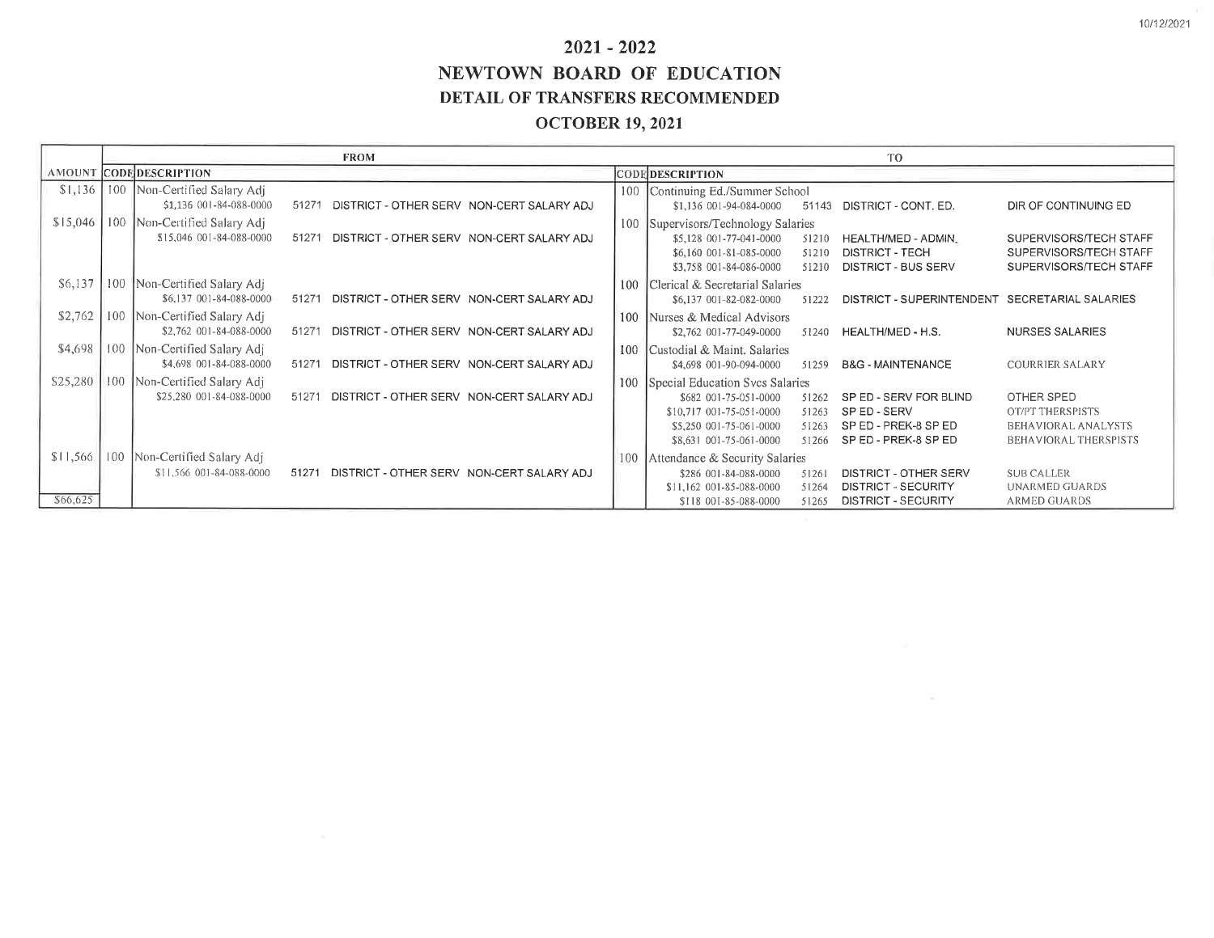# 2021 - 2022
# NEWTOWN BOARD OF EDUCATION
## DETAIL OF TRANSFERS RECOMMENDED
## OCTOBER 19, 2021

| | FROM | | TO | |
|---|---|---|---|---|
| AMOUNT | CODE | DESCRIPTION | CODE | DESCRIPTION |
| $1,136 | 100 | Non-Certified Salary Adj<br>$1,136 001-84-088-0000 51271 DISTRICT - OTHER SERV NON-CERT SALARY ADJ | 100 | Continuing Ed./Summer School<br>$1,136 001-94-084-0000 51143 DISTRICT - CONT. ED. DIR OF CONTINUING ED |
| $15,046 | 100 | Non-Certified Salary Adj<br>$15,046 001-84-088-0000 51271 DISTRICT - OTHER SERV NON-CERT SALARY ADJ | 100 | Supervisors/Technology Salaries<br>$5,128 001-77-041-0000 51210 HEALTH/MED - ADMIN. SUPERVISORS/TECH STAFF<br>$6,160 001-81-085-0000 51210 DISTRICT - TECH SUPERVISORS/TECH STAFF<br>$3,758 001-84-086-0000 51210 DISTRICT - BUS SERV SUPERVISORS/TECH STAFF |
| $6,137 | 100 | Non-Certified Salary Adj<br>$6,137 001-84-088-0000 51271 DISTRICT - OTHER SERV NON-CERT SALARY ADJ | 100 | Clerical & Secretarial Salaries<br>$6,137 001-82-082-0000 51222 DISTRICT - SUPERINTENDENT SECRETARIAL SALARIES |
| $2,762 | 100 | Non-Certified Salary Adj<br>$2,762 001-84-088-0000 51271 DISTRICT - OTHER SERV NON-CERT SALARY ADJ | 100 | Nurses & Medical Advisors<br>$2,762 001-77-049-0000 51240 HEALTH/MED - H.S. NURSES SALARIES |
| $4,698 | 100 | Non-Certified Salary Adj<br>$4,698 001-84-088-0000 51271 DISTRICT - OTHER SERV NON-CERT SALARY ADJ | 100 | Custodial & Maint. Salaries<br>$4,698 001-90-094-0000 51259 B&G - MAINTENANCE COURRIER SALARY |
| $25,280 | 100 | Non-Certified Salary Adj<br>$25,280 001-84-088-0000 51271 DISTRICT - OTHER SERV NON-CERT SALARY ADJ | 100 | Special Education Svcs Salaries<br>$682 001-75-051-0000 51262 SP ED - SERV FOR BLIND OTHER SPED<br>$10,717 001-75-051-0000 51263 SP ED - SERV OT/PT THERSPISTS<br>$5,250 001-75-061-0000 51263 SP ED - PREK-8 SP ED BEHAVIORAL ANALYSTS<br>$8,631 001-75-061-0000 51266 SP ED - PREK-8 SP ED BEHAVIORAL THERSPISTS |
| $11,566 | 100 | Non-Certified Salary Adj<br>$11,566 001-84-088-0000 51271 DISTRICT - OTHER SERV NON-CERT SALARY ADJ | 100 | Attendance & Security Salaries<br>$286 001-84-088-0000 51261 DISTRICT - OTHER SERV SUB CALLER<br>$11,162 001-85-088-0000 51264 DISTRICT - SECURITY UNARMED GUARDS<br>$118 001-85-088-0000 51265 DISTRICT - SECURITY ARMED GUARDS |
| $66,625 | | | | |